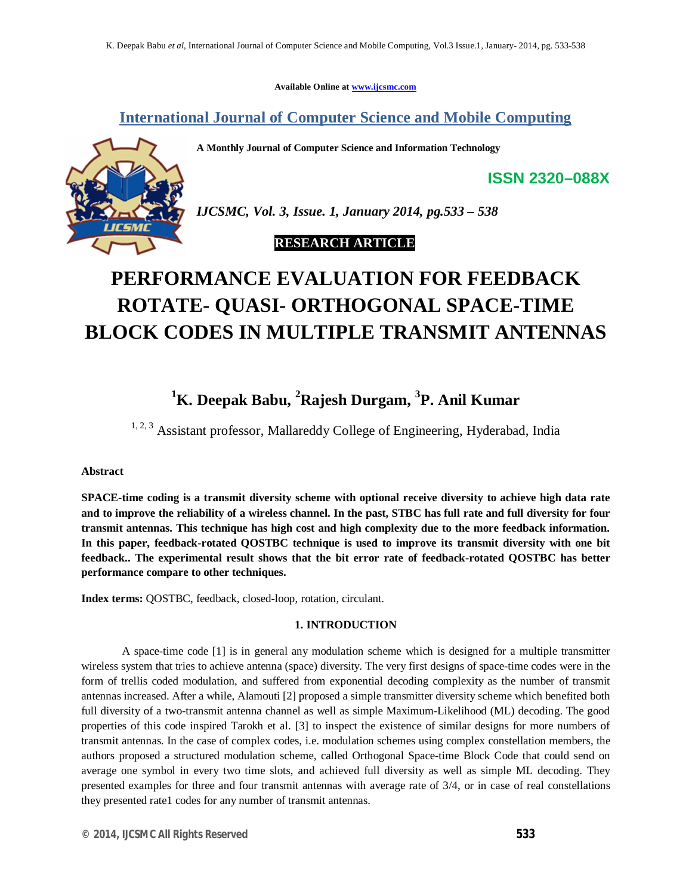Available Online at www.ijcsmc.com

## International Journal of Computer Science and Mobile Computing

**A Monthly Journal of Computer Science and Information Technology**

**ISSN 2320–088X**

*IJCSMC, Vol. 3, Issue. 1, January 2014, pg.533 – 538*

**RESEARCH ARTICLE**

# PERFORMANCE EVALUATION FOR FEEDBACK ROTATE- QUASI- ORTHOGONAL SPACE-TIME BLOCK CODES IN MULTIPLE TRANSMIT ANTENNAS

**[1]K. Deepak Babu, [2]Rajesh Durgam, [3]P. Anil Kumar**

[1, 2, 3] Assistant professor, Mallareddy College of Engineering, Hyderabad, India

**Abstract**

**SPACE-time coding is a transmit diversity scheme with optional receive diversity to achieve high data rate and to improve the reliability of a wireless channel. In the past, STBC has full rate and full diversity for four transmit antennas. This technique has high cost and high complexity due to the more feedback information. In this paper, feedback-rotated QOSTBC technique is used to improve its transmit diversity with one bit feedback.. The experimental result shows that the bit error rate of feedback-rotated QOSTBC has better performance compare to other techniques.**

**Index terms:** QOSTBC, feedback, closed-loop, rotation, circulant.

## 1. INTRODUCTION

A space-time code [1] is in general any modulation scheme which is designed for a multiple transmitter wireless system that tries to achieve antenna (space) diversity. The very first designs of space-time codes were in the form of trellis coded modulation, and suffered from exponential decoding complexity as the number of transmit antennas increased. After a while, Alamouti [2] proposed a simple transmitter diversity scheme which benefited both full diversity of a two-transmit antenna channel as well as simple Maximum-Likelihood (ML) decoding. The good properties of this code inspired Tarokh et al. [3] to inspect the existence of similar designs for more numbers of transmit antennas. In the case of complex codes, i.e. modulation schemes using complex constellation members, the authors proposed a structured modulation scheme, called Orthogonal Space-time Block Code that could send on average one symbol in every two time slots, and achieved full diversity as well as simple ML decoding. They presented examples for three and four transmit antennas with average rate of 3/4, or in case of real constellations they presented rate1 codes for any number of transmit antennas.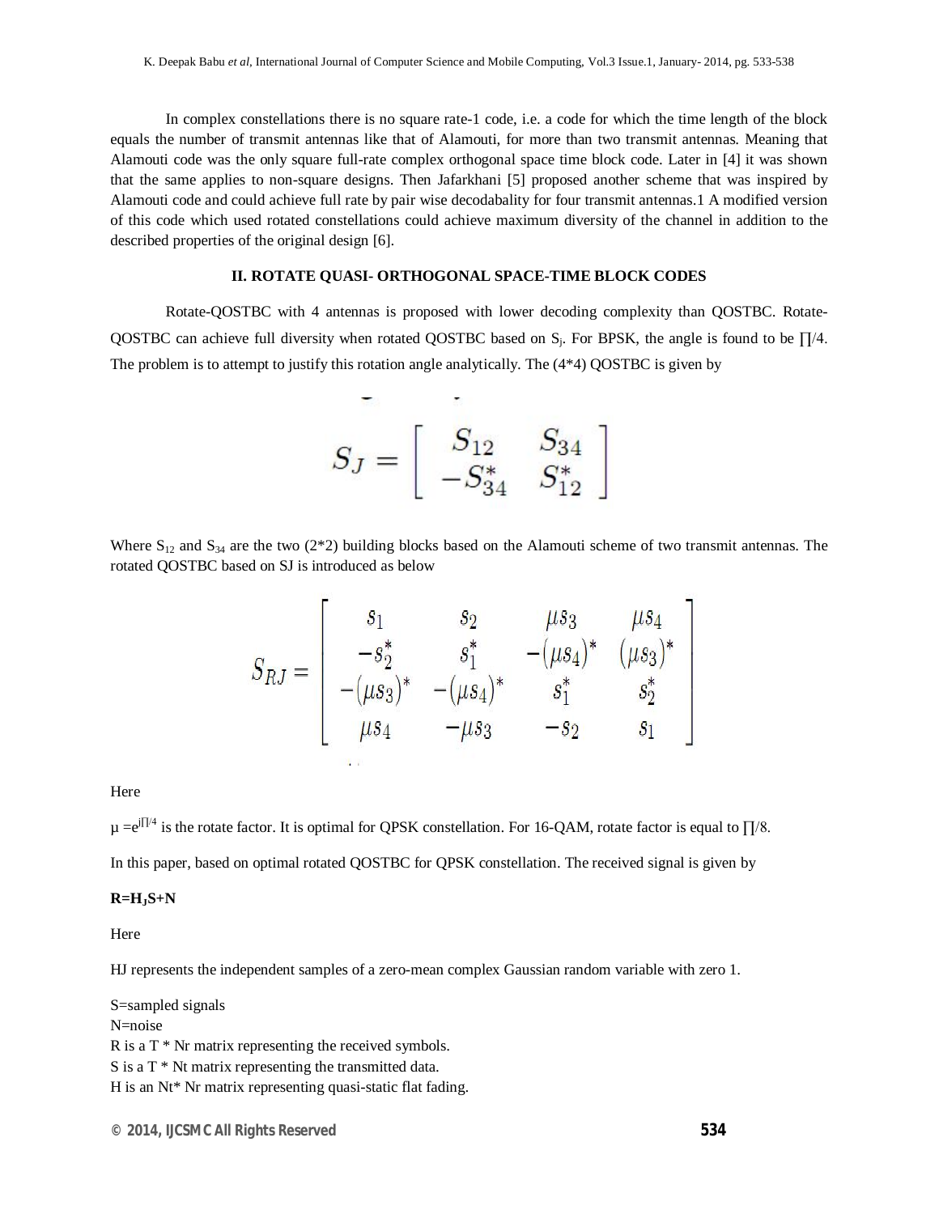In complex constellations there is no square rate-1 code, i.e. a code for which the time length of the block equals the number of transmit antennas like that of Alamouti, for more than two transmit antennas. Meaning that Alamouti code was the only square full-rate complex orthogonal space time block code. Later in [4] it was shown that the same applies to non-square designs. Then Jafarkhani [5] proposed another scheme that was inspired by Alamouti code and could achieve full rate by pair wise decodabality for four transmit antennas.1 A modified version of this code which used rotated constellations could achieve maximum diversity of the channel in addition to the described properties of the original design [6].

## II. ROTATE QUASI- ORTHOGONAL SPACE-TIME BLOCK CODES

Rotate-QOSTBC with 4 antennas is proposed with lower decoding complexity than QOSTBC. Rotate-QOSTBC can achieve full diversity when rotated QOSTBC based on $S_J$. For BPSK, the angle is found to be ∏/4. The problem is to attempt to justify this rotation angle analytically. The (4*4) QOSTBC is given by

$$S_J = \begin{bmatrix} S_{12} & S_{34} \\ -S_{34}^* & S_{12}^* \end{bmatrix}$$

Where $S_{12}$ and $S_{34}$ are the two (2*2) building blocks based on the Alamouti scheme of two transmit antennas. The rotated QOSTBC based on SJ is introduced as below

$$S_{RJ} = \begin{bmatrix} s_1 & s_2 & \mu s_3 & \mu s_4 \\ -s_2^* & s_1^* & -(\mu s_4)^* & (\mu s_3)^* \\ -(\mu s_3)^* & -(\mu s_4)^* & s_1^* & s_2^* \\ \mu s_4 & -\mu s_3 & -s_2 & s_1 \end{bmatrix}$$

Here

$\mu = e^{j\prod/4}$ is the rotate factor. It is optimal for QPSK constellation. For 16-QAM, rotate factor is equal to ∏/8.

In this paper, based on optimal rotated QOSTBC for QPSK constellation. The received signal is given by

**$R=H_JS+N$**

Here

HJ represents the independent samples of a zero-mean complex Gaussian random variable with zero 1.

S=sampled signals
N=noise
R is a T * Nr matrix representing the received symbols.
S is a T * Nt matrix representing the transmitted data.
H is an Nt* Nr matrix representing quasi-static flat fading.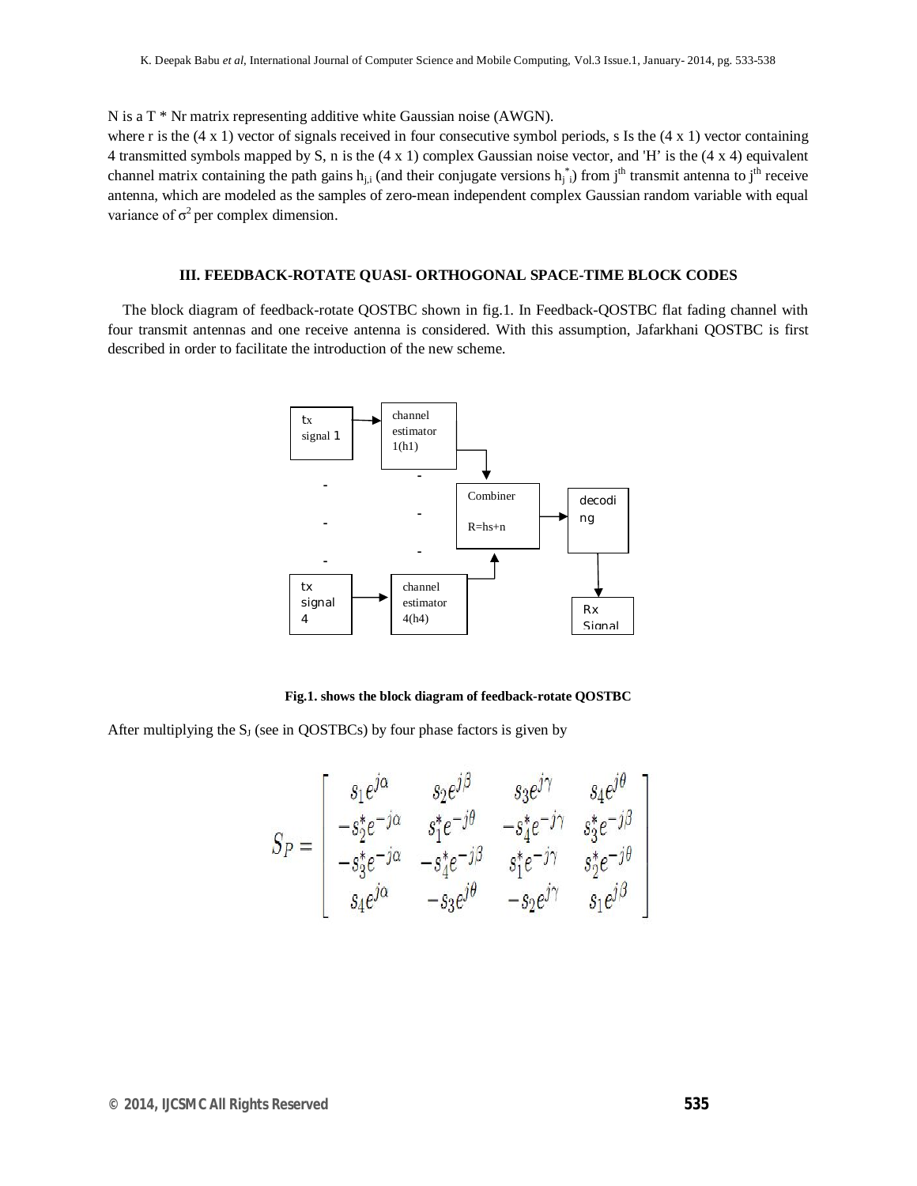N is a T * Nr matrix representing additive white Gaussian noise (AWGN).
where r is the (4 x 1) vector of signals received in four consecutive symbol periods, s Is the (4 x 1) vector containing 4 transmitted symbols mapped by S, n is the (4 x 1) complex Gaussian noise vector, and 'H' is the (4 x 4) equivalent channel matrix containing the path gains $h_{j,i}$ (and their conjugate versions $h_{j\ i}^{*}$) from $j^{th}$ transmit antenna to $j^{th}$ receive antenna, which are modeled as the samples of zero-mean independent complex Gaussian random variable with equal variance of $\sigma^2$ per complex dimension.

### III. FEEDBACK-ROTATE QUASI- ORTHOGONAL SPACE-TIME BLOCK CODES

The block diagram of feedback-rotate QOSTBC shown in fig.1. In Feedback-QOSTBC flat fading channel with four transmit antennas and one receive antenna is considered. With this assumption, Jafarkhani QOSTBC is first described in order to facilitate the introduction of the new scheme.

tx signal 1

channel estimator 1(h1)

Combiner

R=hs+n

decoding

tx signal 4

channel estimator 4(h4)

Rx Signal

**Fig.1. shows the block diagram of feedback-rotate QOSTBC**

After multiplying the $S_J$ (see in QOSTBCs) by four phase factors is given by

$$S_P = \begin{bmatrix} s_1 e^{j\alpha} & s_2 e^{j\beta} & s_3 e^{j\gamma} & s_4 e^{j\theta} \\ -s_2^* e^{-j\alpha} & s_1^* e^{-j\theta} & -s_4^* e^{-j\gamma} & s_3^* e^{-j\beta} \\ -s_3^* e^{-j\alpha} & -s_4^* e^{-j\beta} & s_1^* e^{-j\gamma} & s_2^* e^{-j\theta} \\ s_4 e^{j\alpha} & -s_3 e^{j\theta} & -s_2 e^{j\gamma} & s_1 e^{j\beta} \end{bmatrix}$$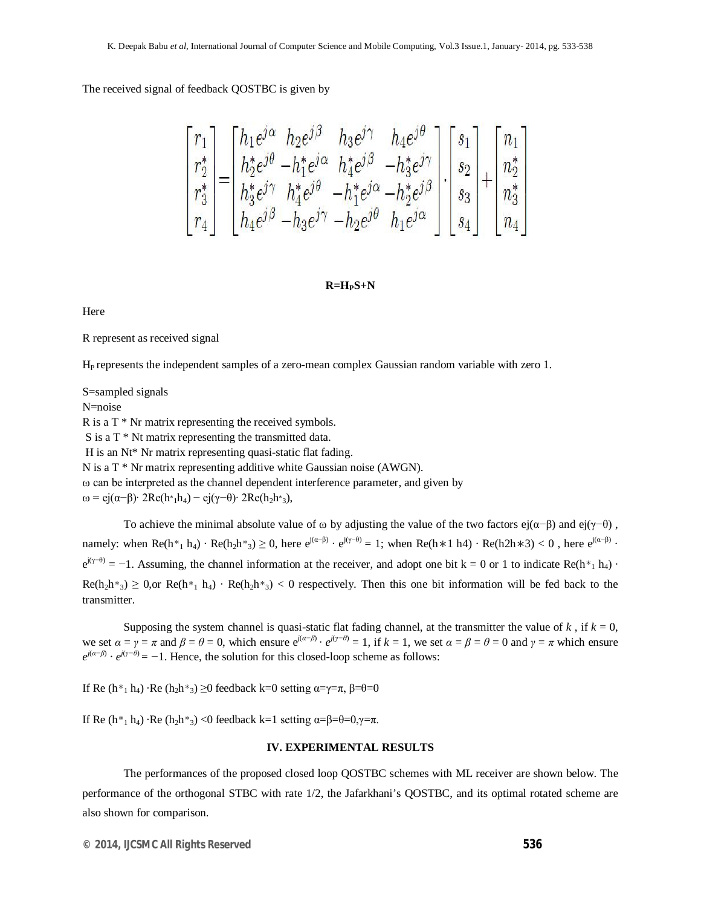The received signal of feedback QOSTBC is given by

$$\begin{bmatrix} r_1 \\ r_2^* \\ r_3^* \\ r_4 \end{bmatrix} = \begin{bmatrix} h_1 e^{j\alpha} & h_2 e^{j\beta} & h_3 e^{j\gamma} & h_4 e^{j\theta} \\ h_2^* e^{j\theta} & -h_1^* e^{j\alpha} & h_4^* e^{j\beta} & -h_3^* e^{j\gamma} \\ h_3^* e^{j\gamma} & h_4^* e^{j\theta} & -h_1^* e^{j\alpha} & -h_2^* e^{j\beta} \\ h_4 e^{j\beta} & -h_3 e^{j\gamma} & -h_2 e^{j\theta} & h_1 e^{j\alpha} \end{bmatrix} \cdot \begin{bmatrix} s_1 \\ s_2 \\ s_3 \\ s_4 \end{bmatrix} + \begin{bmatrix} n_1 \\ n_2^* \\ n_3^* \\ n_4 \end{bmatrix}$$

$$\mathbf{R=H_PS+N}$$

Here

R represent as received signal

$H_P$ represents the independent samples of a zero-mean complex Gaussian random variable with zero 1.

S=sampled signals
N=noise
R is a T * Nr matrix representing the received symbols.
S is a T * Nt matrix representing the transmitted data.
H is an Nt* Nr matrix representing quasi-static flat fading.
N is a T * Nr matrix representing additive white Gaussian noise (AWGN).
ω can be interpreted as the channel dependent interference parameter, and given by
$\omega = ej(\alpha-\beta)\cdot 2\mathrm{Re}(h^*_1h_4) - ej(\gamma-\theta)\cdot 2\mathrm{Re}(h_2h^*_3)$,

To achieve the minimal absolute value of ω by adjusting the value of the two factors $ej(\alpha-\beta)$ and $ej(\gamma-\theta)$ , namely: when $\mathrm{Re}(h^*_1 h_4)\cdot \mathrm{Re}(h_2h^*_3) \geq 0$, here $e^{j(\alpha-\beta)}\cdot e^{j(\gamma-\theta)} = 1$; when $\mathrm{Re}(h*1\ h4)\cdot \mathrm{Re}(h2h*3) < 0$ , here $e^{j(\alpha-\beta)}\cdot e^{j(\gamma-\theta)} = -1$. Assuming, the channel information at the receiver, and adopt one bit k = 0 or 1 to indicate $\mathrm{Re}(h^*_1 h_4)\cdot \mathrm{Re}(h_2h^*_3) \geq 0$,or $\mathrm{Re}(h^*_1 h_4)\cdot \mathrm{Re}(h_2h^*_3) < 0$ respectively. Then this one bit information will be fed back to the transmitter.

Supposing the system channel is quasi-static flat fading channel, at the transmitter the value of $k$ , if $k = 0$, we set $\alpha = \gamma = \pi$ and $\beta = \theta = 0$, which ensure $e^{j(\alpha-\beta)}\cdot e^{j(\gamma-\theta)} = 1$, if $k = 1$, we set $\alpha = \beta = \theta = 0$ and $\gamma = \pi$ which ensure $e^{j(\alpha-\beta)}\cdot e^{j(\gamma-\theta)} = -1$. Hence, the solution for this closed-loop scheme as follows:

If $\mathrm{Re}\,(h^*_1\, h_4)\cdot\mathrm{Re}\,(h_2h^*_3) \geq 0$ feedback k=0 setting $\alpha=\gamma=\pi$, $\beta=\theta=0$

If $\mathrm{Re}\,(h^*_1\, h_4)\cdot\mathrm{Re}\,(h_2h^*_3) < 0$ feedback k=1 setting $\alpha=\beta=\theta=0, \gamma=\pi$.

## IV. EXPERIMENTAL RESULTS

The performances of the proposed closed loop QOSTBC schemes with ML receiver are shown below. The performance of the orthogonal STBC with rate 1/2, the Jafarkhani's QOSTBC, and its optimal rotated scheme are also shown for comparison.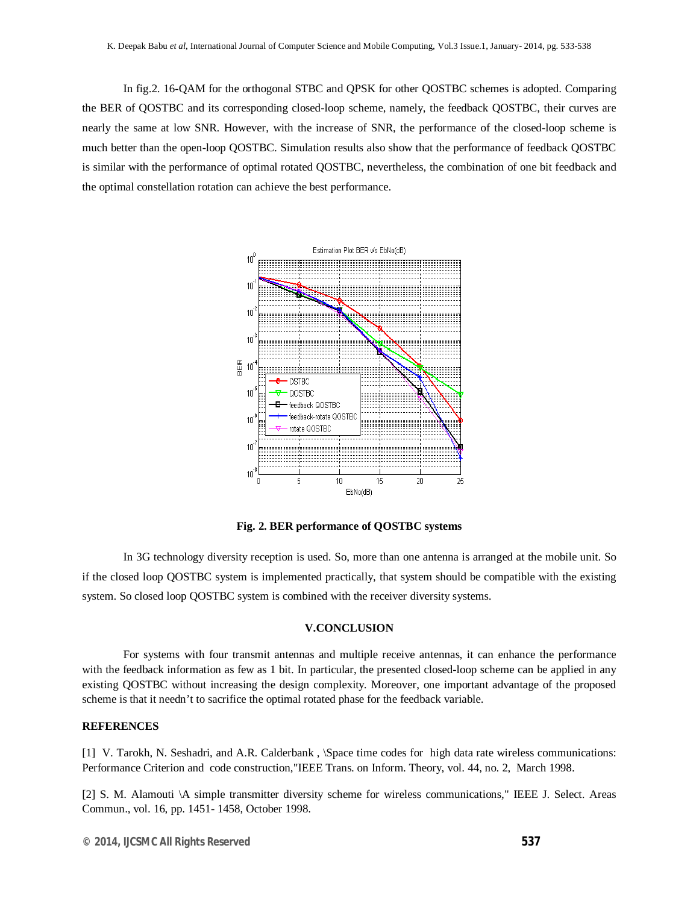In fig.2. 16-QAM for the orthogonal STBC and QPSK for other QOSTBC schemes is adopted. Comparing the BER of QOSTBC and its corresponding closed-loop scheme, namely, the feedback QOSTBC, their curves are nearly the same at low SNR. However, with the increase of SNR, the performance of the closed-loop scheme is much better than the open-loop QOSTBC. Simulation results also show that the performance of feedback QOSTBC is similar with the performance of optimal rotated QOSTBC, nevertheless, the combination of one bit feedback and the optimal constellation rotation can achieve the best performance.

Estimation Plot BER v/s EbNo(dB)

BER

EbNo(dB)

$10^{0}$ $10^{-1}$ $10^{-2}$ $10^{-3}$ $10^{-4}$ $10^{-5}$ $10^{-6}$ $10^{-7}$ $10^{-8}$

0 5 10 15 20 25

OSTBC
QOSTBC
feedback QOSTBC
feedback-rotate QOSTBC
rotate QOSTBC

**Fig. 2. BER performance of QOSTBC systems**

In 3G technology diversity reception is used. So, more than one antenna is arranged at the mobile unit. So if the closed loop QOSTBC system is implemented practically, that system should be compatible with the existing system. So closed loop QOSTBC system is combined with the receiver diversity systems.

## V.CONCLUSION

For systems with four transmit antennas and multiple receive antennas, it can enhance the performance with the feedback information as few as 1 bit. In particular, the presented closed-loop scheme can be applied in any existing QOSTBC without increasing the design complexity. Moreover, one important advantage of the proposed scheme is that it needn't to sacrifice the optimal rotated phase for the feedback variable.

## REFERENCES

[1] V. Tarokh, N. Seshadri, and A.R. Calderbank , \Space time codes for high data rate wireless communications: Performance Criterion and code construction,"IEEE Trans. on Inform. Theory, vol. 44, no. 2, March 1998.

[2] S. M. Alamouti \A simple transmitter diversity scheme for wireless communications," IEEE J. Select. Areas Commun., vol. 16, pp. 1451- 1458, October 1998.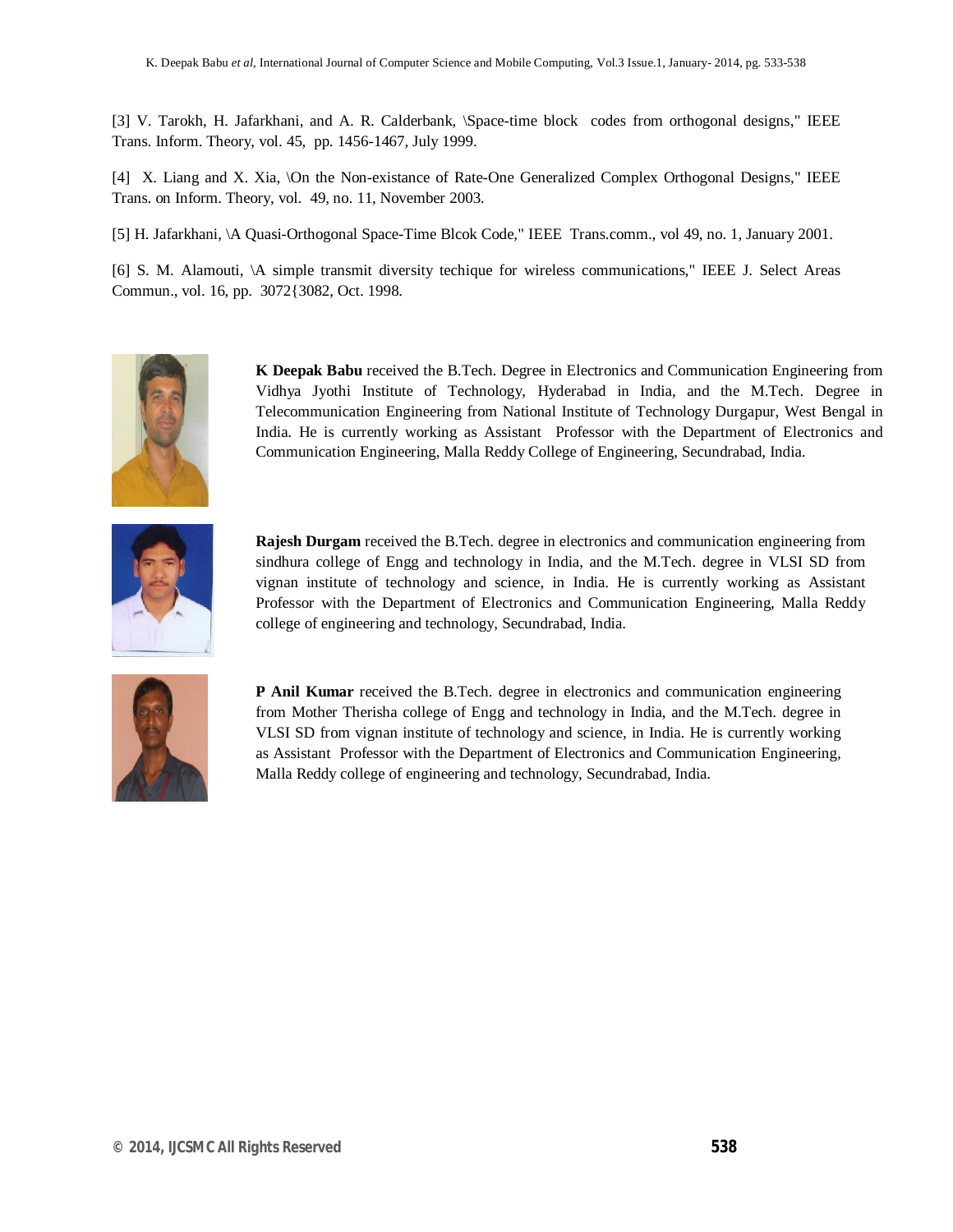[3] V. Tarokh, H. Jafarkhani, and A. R. Calderbank, \Space-time block codes from orthogonal designs," IEEE Trans. Inform. Theory, vol. 45, pp. 1456-1467, July 1999.

[4] X. Liang and X. Xia, \On the Non-existance of Rate-One Generalized Complex Orthogonal Designs," IEEE Trans. on Inform. Theory, vol. 49, no. 11, November 2003.

[5] H. Jafarkhani, \A Quasi-Orthogonal Space-Time Blcok Code," IEEE Trans.comm., vol 49, no. 1, January 2001.

[6] S. M. Alamouti, \A simple transmit diversity techique for wireless communications," IEEE J. Select Areas Commun., vol. 16, pp. 3072{3082, Oct. 1998.

**K Deepak Babu** received the B.Tech. Degree in Electronics and Communication Engineering from Vidhya Jyothi Institute of Technology, Hyderabad in India, and the M.Tech. Degree in Telecommunication Engineering from National Institute of Technology Durgapur, West Bengal in India. He is currently working as Assistant Professor with the Department of Electronics and Communication Engineering, Malla Reddy College of Engineering, Secundrabad, India.

**Rajesh Durgam** received the B.Tech. degree in electronics and communication engineering from sindhura college of Engg and technology in India, and the M.Tech. degree in VLSI SD from vignan institute of technology and science, in India. He is currently working as Assistant Professor with the Department of Electronics and Communication Engineering, Malla Reddy college of engineering and technology, Secundrabad, India.

**P Anil Kumar** received the B.Tech. degree in electronics and communication engineering from Mother Therisha college of Engg and technology in India, and the M.Tech. degree in VLSI SD from vignan institute of technology and science, in India. He is currently working as Assistant Professor with the Department of Electronics and Communication Engineering, Malla Reddy college of engineering and technology, Secundrabad, India.